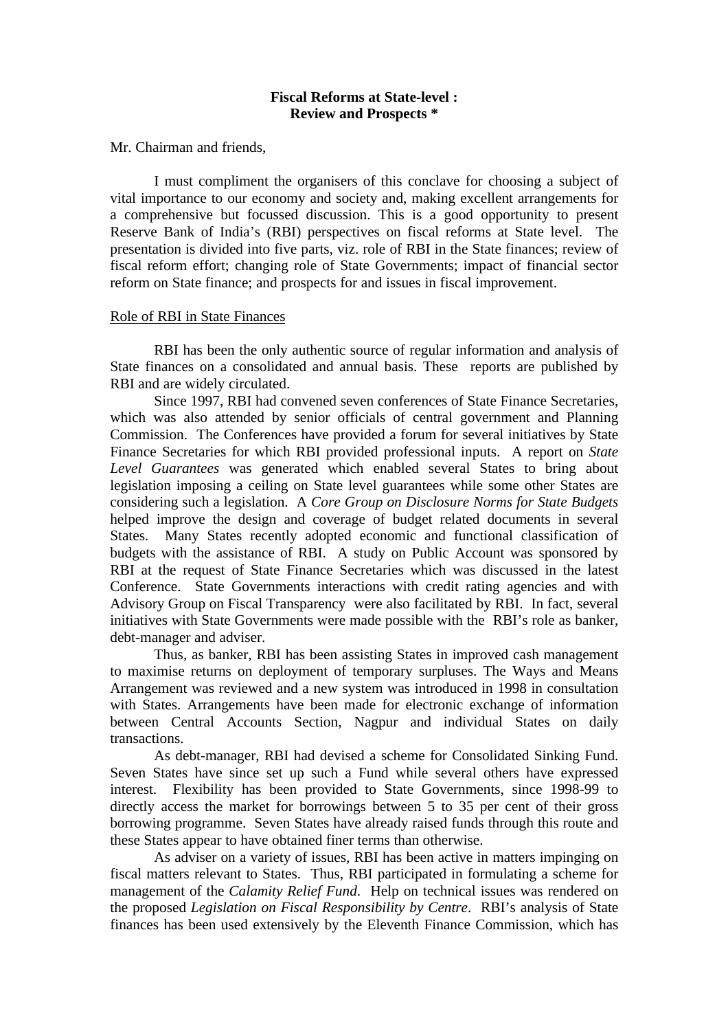**Fiscal Reforms at State-level :**
**Review and Prospects ***

Mr. Chairman and friends,

I must compliment the organisers of this conclave for choosing a subject of vital importance to our economy and society and, making excellent arrangements for a comprehensive but focussed discussion. This is a good opportunity to present Reserve Bank of India's (RBI) perspectives on fiscal reforms at State level. The presentation is divided into five parts, viz. role of RBI in the State finances; review of fiscal reform effort; changing role of State Governments; impact of financial sector reform on State finance; and prospects for and issues in fiscal improvement.

## Role of RBI in State Finances

RBI has been the only authentic source of regular information and analysis of State finances on a consolidated and annual basis. These reports are published by RBI and are widely circulated.

Since 1997, RBI had convened seven conferences of State Finance Secretaries, which was also attended by senior officials of central government and Planning Commission. The Conferences have provided a forum for several initiatives by State Finance Secretaries for which RBI provided professional inputs. A report on *State Level Guarantees* was generated which enabled several States to bring about legislation imposing a ceiling on State level guarantees while some other States are considering such a legislation. A *Core Group on Disclosure Norms for State Budgets* helped improve the design and coverage of budget related documents in several States. Many States recently adopted economic and functional classification of budgets with the assistance of RBI. A study on Public Account was sponsored by RBI at the request of State Finance Secretaries which was discussed in the latest Conference. State Governments interactions with credit rating agencies and with Advisory Group on Fiscal Transparency were also facilitated by RBI. In fact, several initiatives with State Governments were made possible with the RBI's role as banker, debt-manager and adviser.

Thus, as banker, RBI has been assisting States in improved cash management to maximise returns on deployment of temporary surpluses. The Ways and Means Arrangement was reviewed and a new system was introduced in 1998 in consultation with States. Arrangements have been made for electronic exchange of information between Central Accounts Section, Nagpur and individual States on daily transactions.

As debt-manager, RBI had devised a scheme for Consolidated Sinking Fund. Seven States have since set up such a Fund while several others have expressed interest. Flexibility has been provided to State Governments, since 1998-99 to directly access the market for borrowings between 5 to 35 per cent of their gross borrowing programme. Seven States have already raised funds through this route and these States appear to have obtained finer terms than otherwise.

As adviser on a variety of issues, RBI has been active in matters impinging on fiscal matters relevant to States. Thus, RBI participated in formulating a scheme for management of the *Calamity Relief Fund.* Help on technical issues was rendered on the proposed *Legislation on Fiscal Responsibility by Centre*. RBI's analysis of State finances has been used extensively by the Eleventh Finance Commission, which has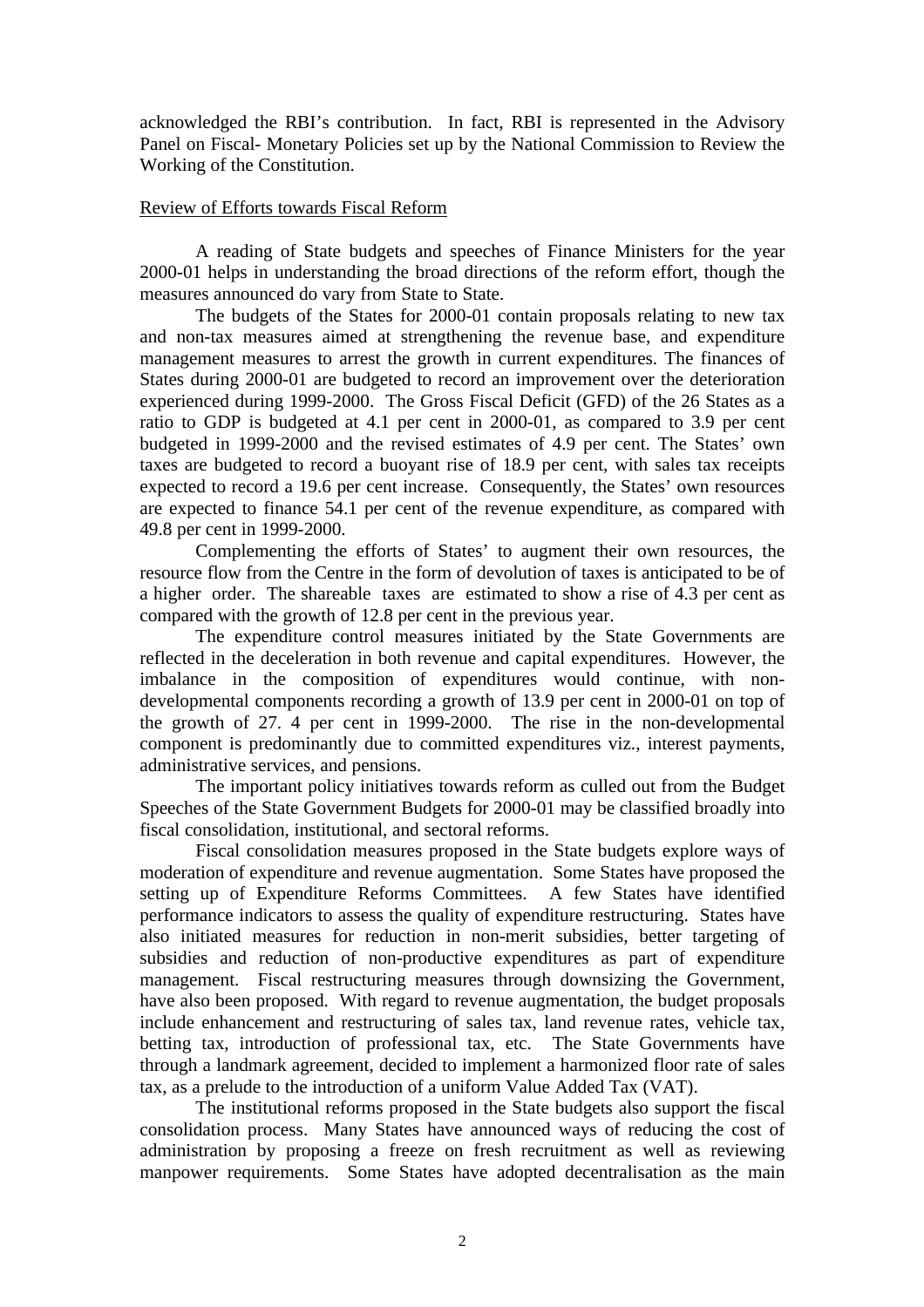acknowledged the RBI's contribution. In fact, RBI is represented in the Advisory Panel on Fiscal- Monetary Policies set up by the National Commission to Review the Working of the Constitution.

## Review of Efforts towards Fiscal Reform

A reading of State budgets and speeches of Finance Ministers for the year 2000-01 helps in understanding the broad directions of the reform effort, though the measures announced do vary from State to State.

The budgets of the States for 2000-01 contain proposals relating to new tax and non-tax measures aimed at strengthening the revenue base, and expenditure management measures to arrest the growth in current expenditures. The finances of States during 2000-01 are budgeted to record an improvement over the deterioration experienced during 1999-2000. The Gross Fiscal Deficit (GFD) of the 26 States as a ratio to GDP is budgeted at 4.1 per cent in 2000-01, as compared to 3.9 per cent budgeted in 1999-2000 and the revised estimates of 4.9 per cent. The States' own taxes are budgeted to record a buoyant rise of 18.9 per cent, with sales tax receipts expected to record a 19.6 per cent increase. Consequently, the States' own resources are expected to finance 54.1 per cent of the revenue expenditure, as compared with 49.8 per cent in 1999-2000.

Complementing the efforts of States' to augment their own resources, the resource flow from the Centre in the form of devolution of taxes is anticipated to be of a higher order. The shareable taxes are estimated to show a rise of 4.3 per cent as compared with the growth of 12.8 per cent in the previous year.

The expenditure control measures initiated by the State Governments are reflected in the deceleration in both revenue and capital expenditures. However, the imbalance in the composition of expenditures would continue, with non-developmental components recording a growth of 13.9 per cent in 2000-01 on top of the growth of 27. 4 per cent in 1999-2000. The rise in the non-developmental component is predominantly due to committed expenditures viz., interest payments, administrative services, and pensions.

The important policy initiatives towards reform as culled out from the Budget Speeches of the State Government Budgets for 2000-01 may be classified broadly into fiscal consolidation, institutional, and sectoral reforms.

Fiscal consolidation measures proposed in the State budgets explore ways of moderation of expenditure and revenue augmentation. Some States have proposed the setting up of Expenditure Reforms Committees. A few States have identified performance indicators to assess the quality of expenditure restructuring. States have also initiated measures for reduction in non-merit subsidies, better targeting of subsidies and reduction of non-productive expenditures as part of expenditure management. Fiscal restructuring measures through downsizing the Government, have also been proposed. With regard to revenue augmentation, the budget proposals include enhancement and restructuring of sales tax, land revenue rates, vehicle tax, betting tax, introduction of professional tax, etc. The State Governments have through a landmark agreement, decided to implement a harmonized floor rate of sales tax, as a prelude to the introduction of a uniform Value Added Tax (VAT).

The institutional reforms proposed in the State budgets also support the fiscal consolidation process. Many States have announced ways of reducing the cost of administration by proposing a freeze on fresh recruitment as well as reviewing manpower requirements. Some States have adopted decentralisation as the main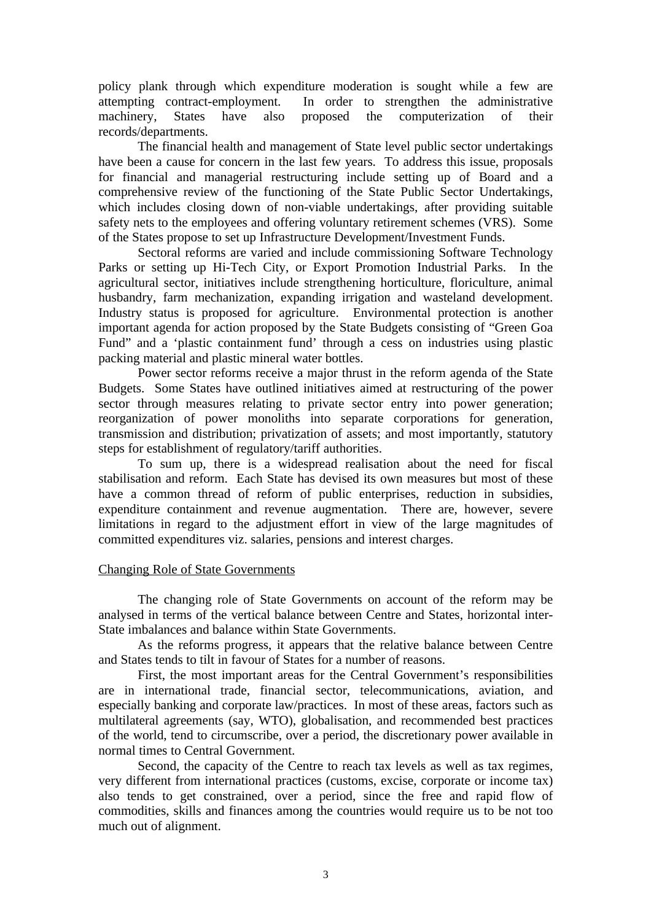policy plank through which expenditure moderation is sought while a few are attempting contract-employment. In order to strengthen the administrative machinery, States have also proposed the computerization of their records/departments.

The financial health and management of State level public sector undertakings have been a cause for concern in the last few years. To address this issue, proposals for financial and managerial restructuring include setting up of Board and a comprehensive review of the functioning of the State Public Sector Undertakings, which includes closing down of non-viable undertakings, after providing suitable safety nets to the employees and offering voluntary retirement schemes (VRS). Some of the States propose to set up Infrastructure Development/Investment Funds.

Sectoral reforms are varied and include commissioning Software Technology Parks or setting up Hi-Tech City, or Export Promotion Industrial Parks. In the agricultural sector, initiatives include strengthening horticulture, floriculture, animal husbandry, farm mechanization, expanding irrigation and wasteland development. Industry status is proposed for agriculture. Environmental protection is another important agenda for action proposed by the State Budgets consisting of "Green Goa Fund" and a 'plastic containment fund' through a cess on industries using plastic packing material and plastic mineral water bottles.

Power sector reforms receive a major thrust in the reform agenda of the State Budgets. Some States have outlined initiatives aimed at restructuring of the power sector through measures relating to private sector entry into power generation; reorganization of power monoliths into separate corporations for generation, transmission and distribution; privatization of assets; and most importantly, statutory steps for establishment of regulatory/tariff authorities.

To sum up, there is a widespread realisation about the need for fiscal stabilisation and reform. Each State has devised its own measures but most of these have a common thread of reform of public enterprises, reduction in subsidies, expenditure containment and revenue augmentation. There are, however, severe limitations in regard to the adjustment effort in view of the large magnitudes of committed expenditures viz. salaries, pensions and interest charges.

## Changing Role of State Governments

The changing role of State Governments on account of the reform may be analysed in terms of the vertical balance between Centre and States, horizontal inter-State imbalances and balance within State Governments.

As the reforms progress, it appears that the relative balance between Centre and States tends to tilt in favour of States for a number of reasons.

First, the most important areas for the Central Government's responsibilities are in international trade, financial sector, telecommunications, aviation, and especially banking and corporate law/practices. In most of these areas, factors such as multilateral agreements (say, WTO), globalisation, and recommended best practices of the world, tend to circumscribe, over a period, the discretionary power available in normal times to Central Government.

Second, the capacity of the Centre to reach tax levels as well as tax regimes, very different from international practices (customs, excise, corporate or income tax) also tends to get constrained, over a period, since the free and rapid flow of commodities, skills and finances among the countries would require us to be not too much out of alignment.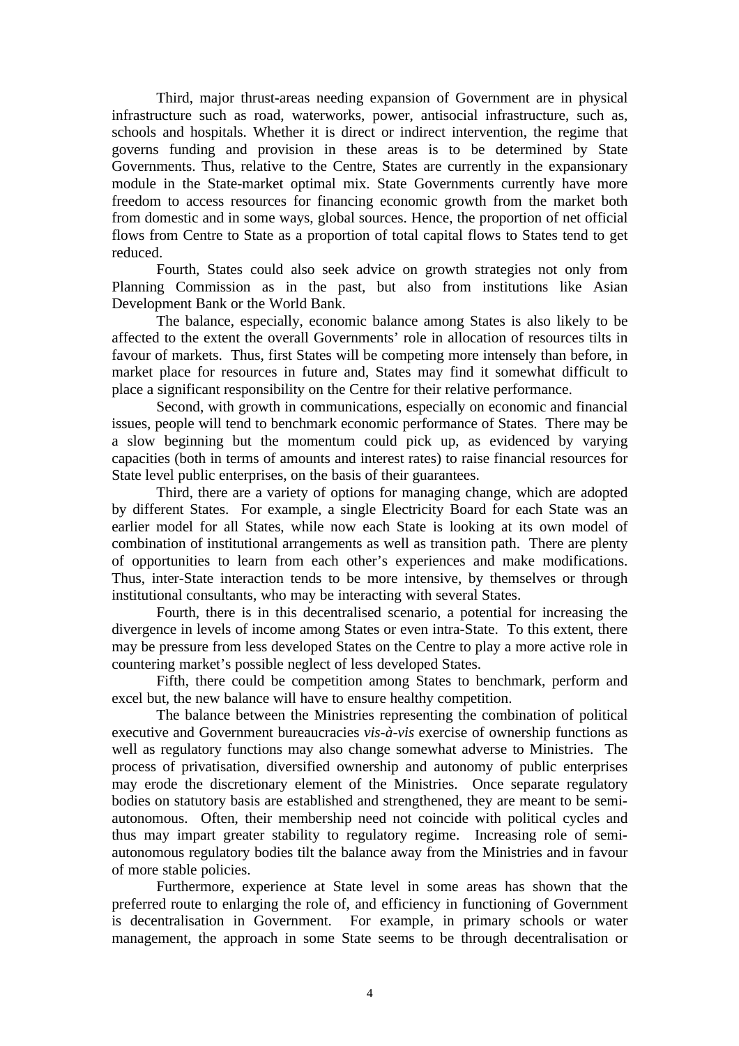Third, major thrust-areas needing expansion of Government are in physical infrastructure such as road, waterworks, power, antisocial infrastructure, such as, schools and hospitals. Whether it is direct or indirect intervention, the regime that governs funding and provision in these areas is to be determined by State Governments. Thus, relative to the Centre, States are currently in the expansionary module in the State-market optimal mix. State Governments currently have more freedom to access resources for financing economic growth from the market both from domestic and in some ways, global sources. Hence, the proportion of net official flows from Centre to State as a proportion of total capital flows to States tend to get reduced.

Fourth, States could also seek advice on growth strategies not only from Planning Commission as in the past, but also from institutions like Asian Development Bank or the World Bank.

The balance, especially, economic balance among States is also likely to be affected to the extent the overall Governments' role in allocation of resources tilts in favour of markets. Thus, first States will be competing more intensely than before, in market place for resources in future and, States may find it somewhat difficult to place a significant responsibility on the Centre for their relative performance.

Second, with growth in communications, especially on economic and financial issues, people will tend to benchmark economic performance of States. There may be a slow beginning but the momentum could pick up, as evidenced by varying capacities (both in terms of amounts and interest rates) to raise financial resources for State level public enterprises, on the basis of their guarantees.

Third, there are a variety of options for managing change, which are adopted by different States. For example, a single Electricity Board for each State was an earlier model for all States, while now each State is looking at its own model of combination of institutional arrangements as well as transition path. There are plenty of opportunities to learn from each other's experiences and make modifications. Thus, inter-State interaction tends to be more intensive, by themselves or through institutional consultants, who may be interacting with several States.

Fourth, there is in this decentralised scenario, a potential for increasing the divergence in levels of income among States or even intra-State. To this extent, there may be pressure from less developed States on the Centre to play a more active role in countering market's possible neglect of less developed States.

Fifth, there could be competition among States to benchmark, perform and excel but, the new balance will have to ensure healthy competition.

The balance between the Ministries representing the combination of political executive and Government bureaucracies *vis-à-vis* exercise of ownership functions as well as regulatory functions may also change somewhat adverse to Ministries. The process of privatisation, diversified ownership and autonomy of public enterprises may erode the discretionary element of the Ministries. Once separate regulatory bodies on statutory basis are established and strengthened, they are meant to be semi-autonomous. Often, their membership need not coincide with political cycles and thus may impart greater stability to regulatory regime. Increasing role of semi-autonomous regulatory bodies tilt the balance away from the Ministries and in favour of more stable policies.

Furthermore, experience at State level in some areas has shown that the preferred route to enlarging the role of, and efficiency in functioning of Government is decentralisation in Government. For example, in primary schools or water management, the approach in some State seems to be through decentralisation or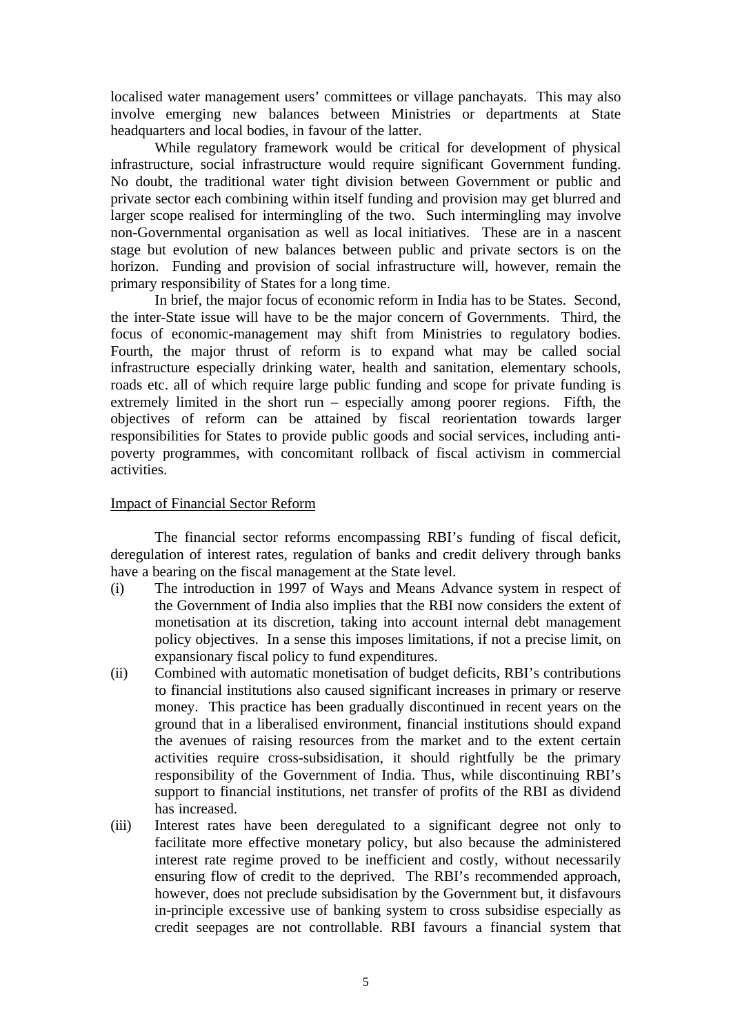localised water management users' committees or village panchayats. This may also involve emerging new balances between Ministries or departments at State headquarters and local bodies, in favour of the latter.

While regulatory framework would be critical for development of physical infrastructure, social infrastructure would require significant Government funding. No doubt, the traditional water tight division between Government or public and private sector each combining within itself funding and provision may get blurred and larger scope realised for intermingling of the two. Such intermingling may involve non-Governmental organisation as well as local initiatives. These are in a nascent stage but evolution of new balances between public and private sectors is on the horizon. Funding and provision of social infrastructure will, however, remain the primary responsibility of States for a long time.

In brief, the major focus of economic reform in India has to be States. Second, the inter-State issue will have to be the major concern of Governments. Third, the focus of economic-management may shift from Ministries to regulatory bodies. Fourth, the major thrust of reform is to expand what may be called social infrastructure especially drinking water, health and sanitation, elementary schools, roads etc. all of which require large public funding and scope for private funding is extremely limited in the short run – especially among poorer regions. Fifth, the objectives of reform can be attained by fiscal reorientation towards larger responsibilities for States to provide public goods and social services, including anti-poverty programmes, with concomitant rollback of fiscal activism in commercial activities.

## Impact of Financial Sector Reform

The financial sector reforms encompassing RBI's funding of fiscal deficit, deregulation of interest rates, regulation of banks and credit delivery through banks have a bearing on the fiscal management at the State level.

(i) The introduction in 1997 of Ways and Means Advance system in respect of the Government of India also implies that the RBI now considers the extent of monetisation at its discretion, taking into account internal debt management policy objectives. In a sense this imposes limitations, if not a precise limit, on expansionary fiscal policy to fund expenditures.

(ii) Combined with automatic monetisation of budget deficits, RBI's contributions to financial institutions also caused significant increases in primary or reserve money. This practice has been gradually discontinued in recent years on the ground that in a liberalised environment, financial institutions should expand the avenues of raising resources from the market and to the extent certain activities require cross-subsidisation, it should rightfully be the primary responsibility of the Government of India. Thus, while discontinuing RBI's support to financial institutions, net transfer of profits of the RBI as dividend has increased.

(iii) Interest rates have been deregulated to a significant degree not only to facilitate more effective monetary policy, but also because the administered interest rate regime proved to be inefficient and costly, without necessarily ensuring flow of credit to the deprived. The RBI's recommended approach, however, does not preclude subsidisation by the Government but, it disfavours in-principle excessive use of banking system to cross subsidise especially as credit seepages are not controllable. RBI favours a financial system that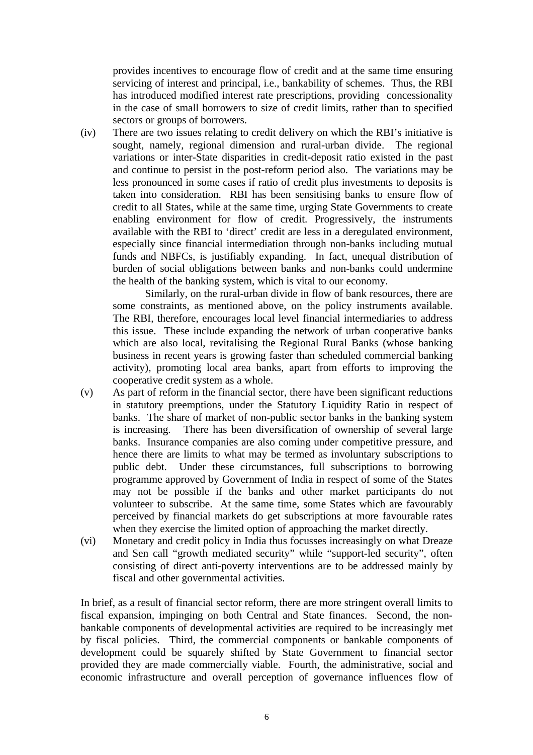provides incentives to encourage flow of credit and at the same time ensuring servicing of interest and principal, i.e., bankability of schemes. Thus, the RBI has introduced modified interest rate prescriptions, providing concessionality in the case of small borrowers to size of credit limits, rather than to specified sectors or groups of borrowers.

(iv) There are two issues relating to credit delivery on which the RBI's initiative is sought, namely, regional dimension and rural-urban divide. The regional variations or inter-State disparities in credit-deposit ratio existed in the past and continue to persist in the post-reform period also. The variations may be less pronounced in some cases if ratio of credit plus investments to deposits is taken into consideration. RBI has been sensitising banks to ensure flow of credit to all States, while at the same time, urging State Governments to create enabling environment for flow of credit. Progressively, the instruments available with the RBI to 'direct' credit are less in a deregulated environment, especially since financial intermediation through non-banks including mutual funds and NBFCs, is justifiably expanding. In fact, unequal distribution of burden of social obligations between banks and non-banks could undermine the health of the banking system, which is vital to our economy.

Similarly, on the rural-urban divide in flow of bank resources, there are some constraints, as mentioned above, on the policy instruments available. The RBI, therefore, encourages local level financial intermediaries to address this issue. These include expanding the network of urban cooperative banks which are also local, revitalising the Regional Rural Banks (whose banking business in recent years is growing faster than scheduled commercial banking activity), promoting local area banks, apart from efforts to improving the cooperative credit system as a whole.

(v) As part of reform in the financial sector, there have been significant reductions in statutory preemptions, under the Statutory Liquidity Ratio in respect of banks. The share of market of non-public sector banks in the banking system is increasing. There has been diversification of ownership of several large banks. Insurance companies are also coming under competitive pressure, and hence there are limits to what may be termed as involuntary subscriptions to public debt. Under these circumstances, full subscriptions to borrowing programme approved by Government of India in respect of some of the States may not be possible if the banks and other market participants do not volunteer to subscribe. At the same time, some States which are favourably perceived by financial markets do get subscriptions at more favourable rates when they exercise the limited option of approaching the market directly.

(vi) Monetary and credit policy in India thus focusses increasingly on what Dreaze and Sen call "growth mediated security" while "support-led security", often consisting of direct anti-poverty interventions are to be addressed mainly by fiscal and other governmental activities.

In brief, as a result of financial sector reform, there are more stringent overall limits to fiscal expansion, impinging on both Central and State finances. Second, the non-bankable components of developmental activities are required to be increasingly met by fiscal policies. Third, the commercial components or bankable components of development could be squarely shifted by State Government to financial sector provided they are made commercially viable. Fourth, the administrative, social and economic infrastructure and overall perception of governance influences flow of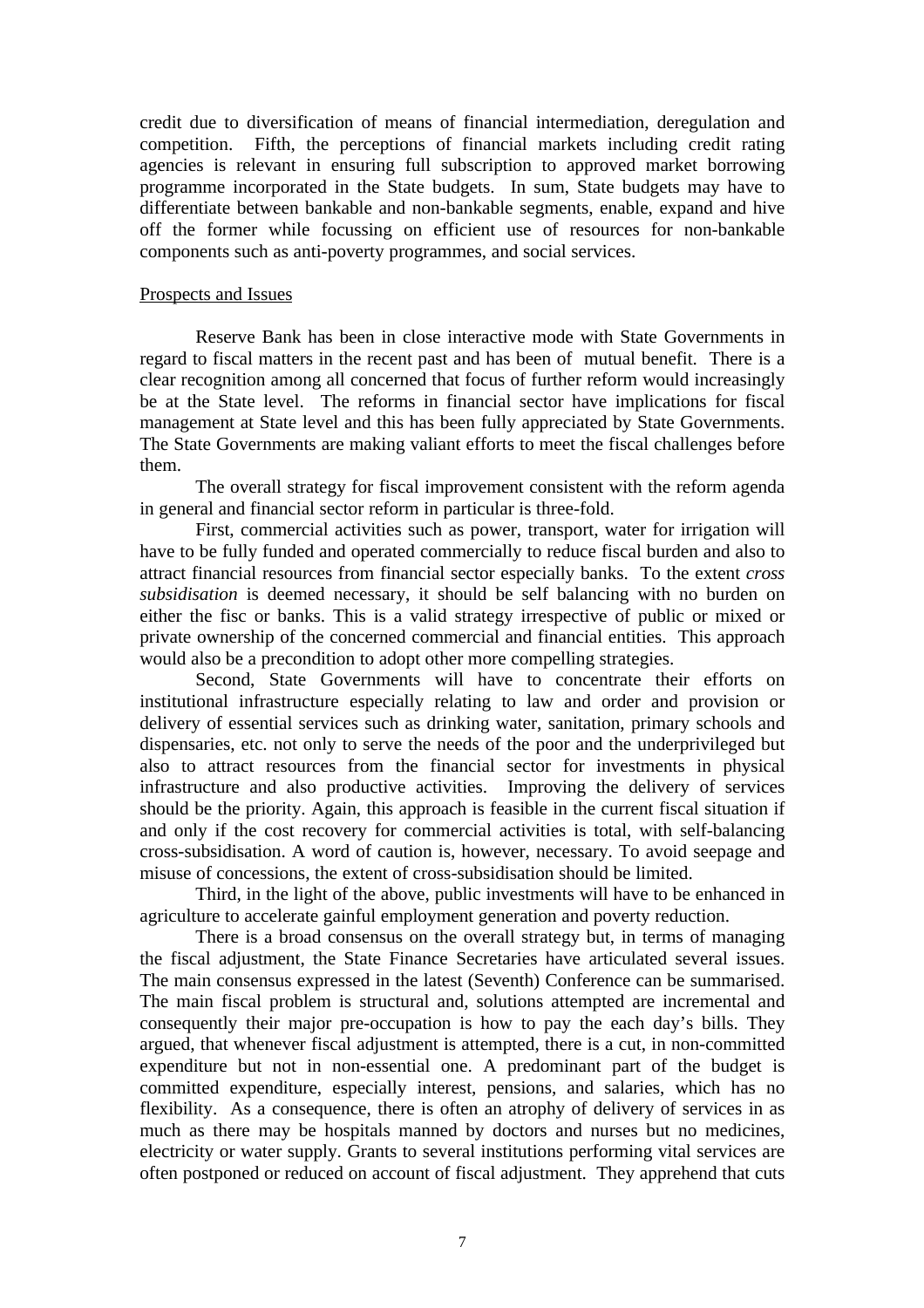credit due to diversification of means of financial intermediation, deregulation and competition. Fifth, the perceptions of financial markets including credit rating agencies is relevant in ensuring full subscription to approved market borrowing programme incorporated in the State budgets. In sum, State budgets may have to differentiate between bankable and non-bankable segments, enable, expand and hive off the former while focussing on efficient use of resources for non-bankable components such as anti-poverty programmes, and social services.

Prospects and Issues

Reserve Bank has been in close interactive mode with State Governments in regard to fiscal matters in the recent past and has been of mutual benefit. There is a clear recognition among all concerned that focus of further reform would increasingly be at the State level. The reforms in financial sector have implications for fiscal management at State level and this has been fully appreciated by State Governments. The State Governments are making valiant efforts to meet the fiscal challenges before them.

The overall strategy for fiscal improvement consistent with the reform agenda in general and financial sector reform in particular is three-fold.

First, commercial activities such as power, transport, water for irrigation will have to be fully funded and operated commercially to reduce fiscal burden and also to attract financial resources from financial sector especially banks. To the extent *cross subsidisation* is deemed necessary, it should be self balancing with no burden on either the fisc or banks. This is a valid strategy irrespective of public or mixed or private ownership of the concerned commercial and financial entities. This approach would also be a precondition to adopt other more compelling strategies.

Second, State Governments will have to concentrate their efforts on institutional infrastructure especially relating to law and order and provision or delivery of essential services such as drinking water, sanitation, primary schools and dispensaries, etc. not only to serve the needs of the poor and the underprivileged but also to attract resources from the financial sector for investments in physical infrastructure and also productive activities. Improving the delivery of services should be the priority. Again, this approach is feasible in the current fiscal situation if and only if the cost recovery for commercial activities is total, with self-balancing cross-subsidisation. A word of caution is, however, necessary. To avoid seepage and misuse of concessions, the extent of cross-subsidisation should be limited.

Third, in the light of the above, public investments will have to be enhanced in agriculture to accelerate gainful employment generation and poverty reduction.

There is a broad consensus on the overall strategy but, in terms of managing the fiscal adjustment, the State Finance Secretaries have articulated several issues. The main consensus expressed in the latest (Seventh) Conference can be summarised. The main fiscal problem is structural and, solutions attempted are incremental and consequently their major pre-occupation is how to pay the each day's bills. They argued, that whenever fiscal adjustment is attempted, there is a cut, in non-committed expenditure but not in non-essential one. A predominant part of the budget is committed expenditure, especially interest, pensions, and salaries, which has no flexibility. As a consequence, there is often an atrophy of delivery of services in as much as there may be hospitals manned by doctors and nurses but no medicines, electricity or water supply. Grants to several institutions performing vital services are often postponed or reduced on account of fiscal adjustment. They apprehend that cuts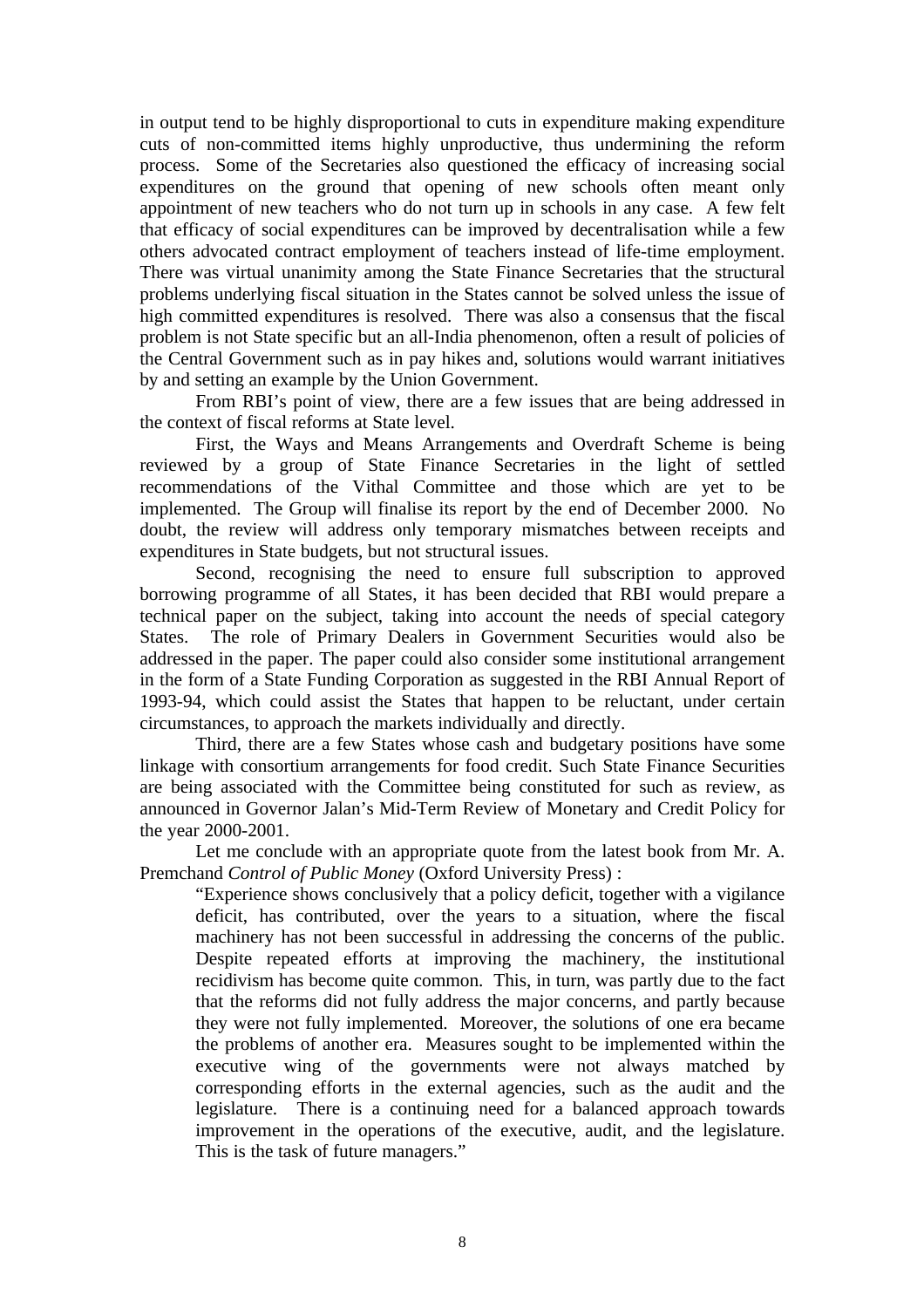in output tend to be highly disproportional to cuts in expenditure making expenditure cuts of non-committed items highly unproductive, thus undermining the reform process. Some of the Secretaries also questioned the efficacy of increasing social expenditures on the ground that opening of new schools often meant only appointment of new teachers who do not turn up in schools in any case. A few felt that efficacy of social expenditures can be improved by decentralisation while a few others advocated contract employment of teachers instead of life-time employment. There was virtual unanimity among the State Finance Secretaries that the structural problems underlying fiscal situation in the States cannot be solved unless the issue of high committed expenditures is resolved. There was also a consensus that the fiscal problem is not State specific but an all-India phenomenon, often a result of policies of the Central Government such as in pay hikes and, solutions would warrant initiatives by and setting an example by the Union Government.

From RBI's point of view, there are a few issues that are being addressed in the context of fiscal reforms at State level.

First, the Ways and Means Arrangements and Overdraft Scheme is being reviewed by a group of State Finance Secretaries in the light of settled recommendations of the Vithal Committee and those which are yet to be implemented. The Group will finalise its report by the end of December 2000. No doubt, the review will address only temporary mismatches between receipts and expenditures in State budgets, but not structural issues.

Second, recognising the need to ensure full subscription to approved borrowing programme of all States, it has been decided that RBI would prepare a technical paper on the subject, taking into account the needs of special category States. The role of Primary Dealers in Government Securities would also be addressed in the paper. The paper could also consider some institutional arrangement in the form of a State Funding Corporation as suggested in the RBI Annual Report of 1993-94, which could assist the States that happen to be reluctant, under certain circumstances, to approach the markets individually and directly.

Third, there are a few States whose cash and budgetary positions have some linkage with consortium arrangements for food credit. Such State Finance Securities are being associated with the Committee being constituted for such as review, as announced in Governor Jalan's Mid-Term Review of Monetary and Credit Policy for the year 2000-2001.

Let me conclude with an appropriate quote from the latest book from Mr. A. Premchand *Control of Public Money* (Oxford University Press) :

> "Experience shows conclusively that a policy deficit, together with a vigilance deficit, has contributed, over the years to a situation, where the fiscal machinery has not been successful in addressing the concerns of the public. Despite repeated efforts at improving the machinery, the institutional recidivism has become quite common. This, in turn, was partly due to the fact that the reforms did not fully address the major concerns, and partly because they were not fully implemented. Moreover, the solutions of one era became the problems of another era. Measures sought to be implemented within the executive wing of the governments were not always matched by corresponding efforts in the external agencies, such as the audit and the legislature. There is a continuing need for a balanced approach towards improvement in the operations of the executive, audit, and the legislature. This is the task of future managers."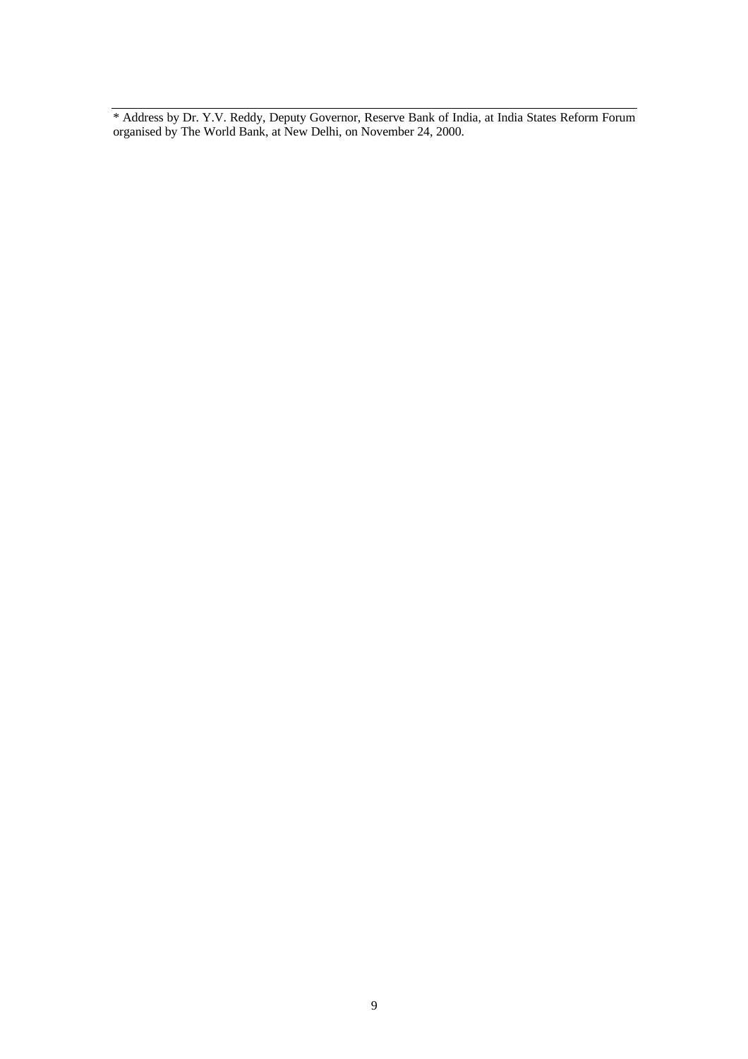* Address by Dr. Y.V. Reddy, Deputy Governor, Reserve Bank of India, at India States Reform Forum organised by The World Bank, at New Delhi, on November 24, 2000.